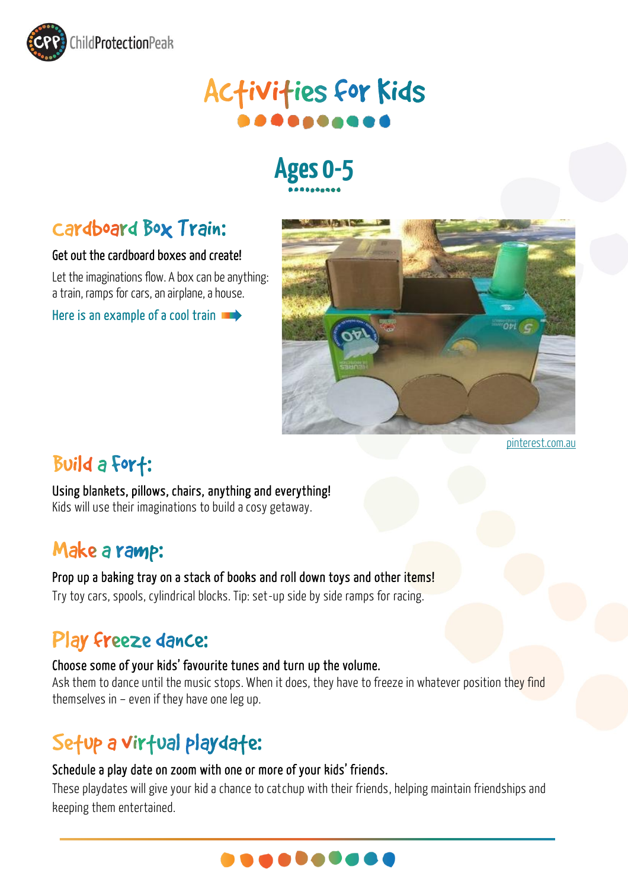# Activities for Kids

## Ages 0-5

### Cardboard Box Train:

**Get out the cardboard boxes and create!**

Let the imaginations flow. A box can be anything: a train, ramps for cars, an airplane, a house.

Here is an example of a cool train

pinterest.com.au

### Build a Fort:

**Using blankets, pillows, chairs, anything and everything!**
Kids will use their imaginations to build a cosy getaway.

### Make a ramp:

**Prop up a baking tray on a stack of books and roll down toys and other items!**
Try toy cars, spools, cylindrical blocks. Tip: set-up side by side ramps for racing.

### Play freeze dance:

**Choose some of your kids' favourite tunes and turn up the volume.**
Ask them to dance until the music stops. When it does, they have to freeze in whatever position they find themselves in – even if they have one leg up.

### Setup a virtual playdate:

**Schedule a play date on zoom with one or more of your kids' friends.**
These playdates will give your kid a chance to catchup with their friends, helping maintain friendships and keeping them entertained.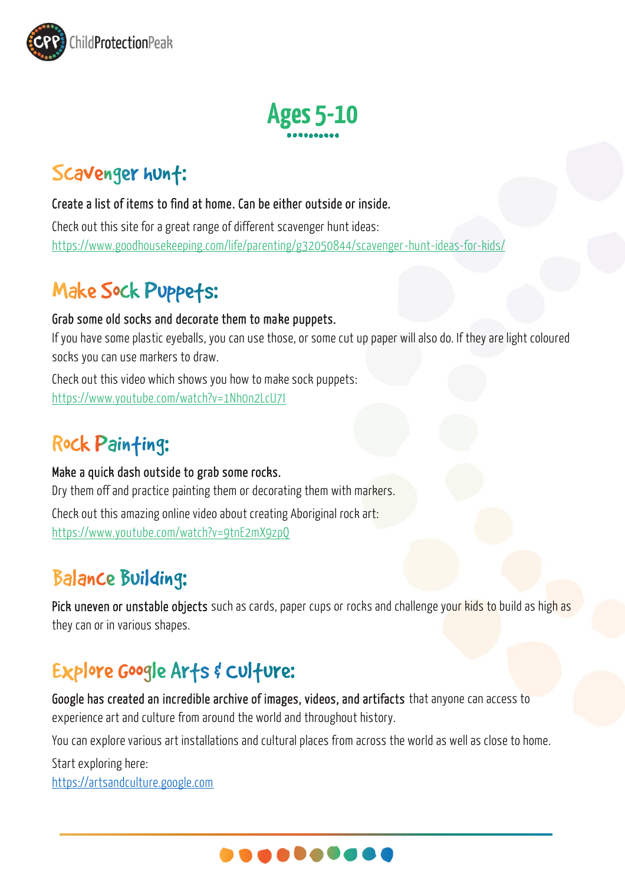# Ages 5-10

## Scavenger hunt:

**Create a list of items to find at home. Can be either outside or inside.**

Check out this site for a great range of different scavenger hunt ideas:
https://www.goodhousekeeping.com/life/parenting/g32050844/scavenger-hunt-ideas-for-kids/

## Make Sock Puppets:

**Grab some old socks and decorate them to make puppets.**

If you have some plastic eyeballs, you can use those, or some cut up paper will also do. If they are light coloured socks you can use markers to draw.

Check out this video which shows you how to make sock puppets:
https://www.youtube.com/watch?v=1Nh0n2LcU7I

## Rock Painting:

**Make a quick dash outside to grab some rocks.**

Dry them off and practice painting them or decorating them with markers.

Check out this amazing online video about creating Aboriginal rock art:
https://www.youtube.com/watch?v=9tnE2mX9zpQ

## Balance Building:

**Pick uneven or unstable objects** such as cards, paper cups or rocks and challenge your kids to build as high as they can or in various shapes.

## Explore Google Arts & Culture:

**Google has created an incredible archive of images, videos, and artifacts** that anyone can access to experience art and culture from around the world and throughout history.

You can explore various art installations and cultural places from across the world as well as close to home.

Start exploring here:
https://artsandculture.google.com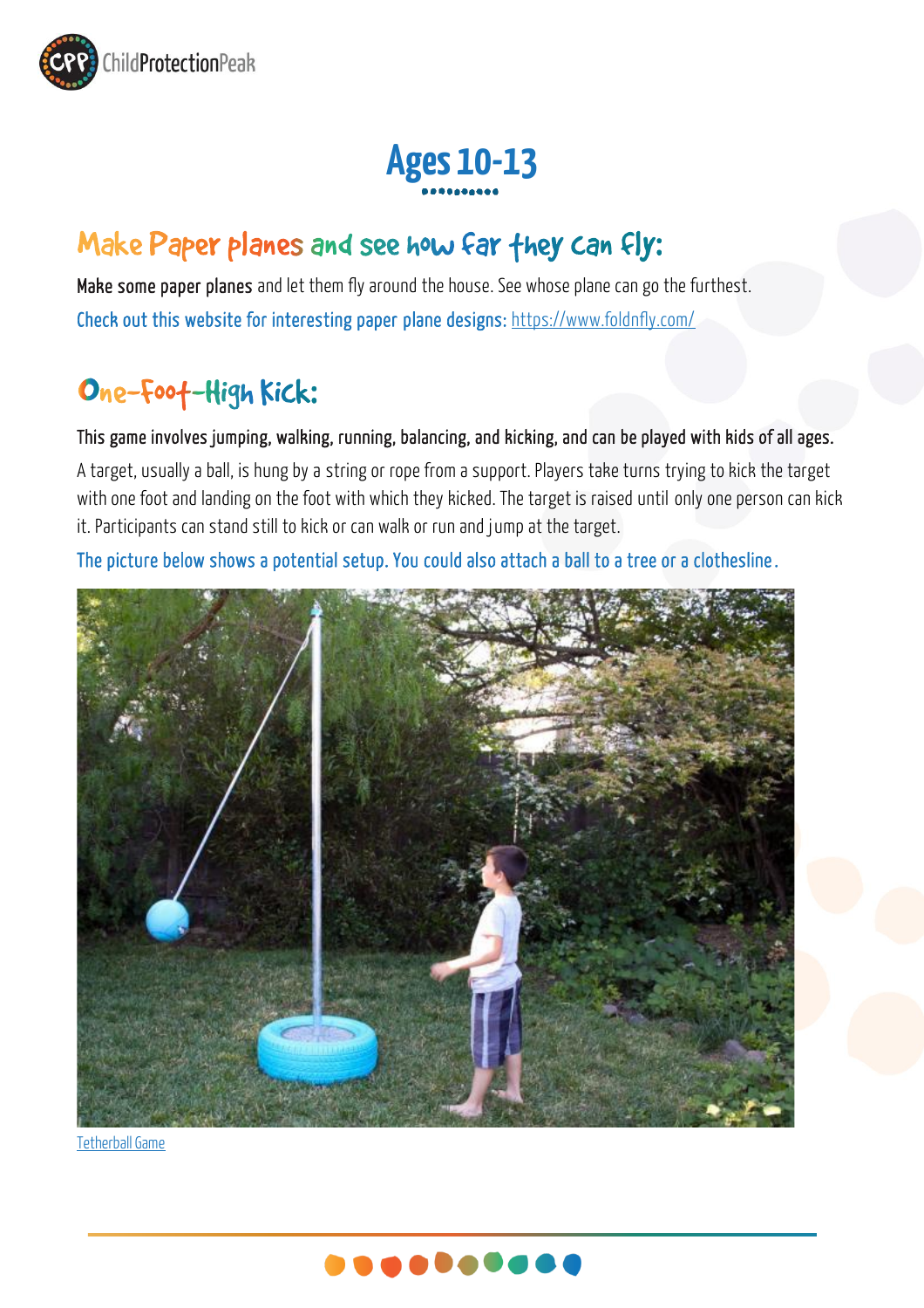# Ages 10-13

## Make Paper planes and see how far they can fly:

**Make some paper planes** and let them fly around the house. See whose plane can go the furthest.

Check out this website for interesting paper plane designs: https://www.foldnfly.com/

## One-Foot-High Kick:

**This game involves jumping, walking, running, balancing, and kicking, and can be played with kids of all ages.**

A target, usually a ball, is hung by a string or rope from a support. Players take turns trying to kick the target with one foot and landing on the foot with which they kicked. The target is raised until only one person can kick it. Participants can stand still to kick or can walk or run and jump at the target.

The picture below shows a potential setup. You could also attach a ball to a tree or a clothesline.

Tetherball Game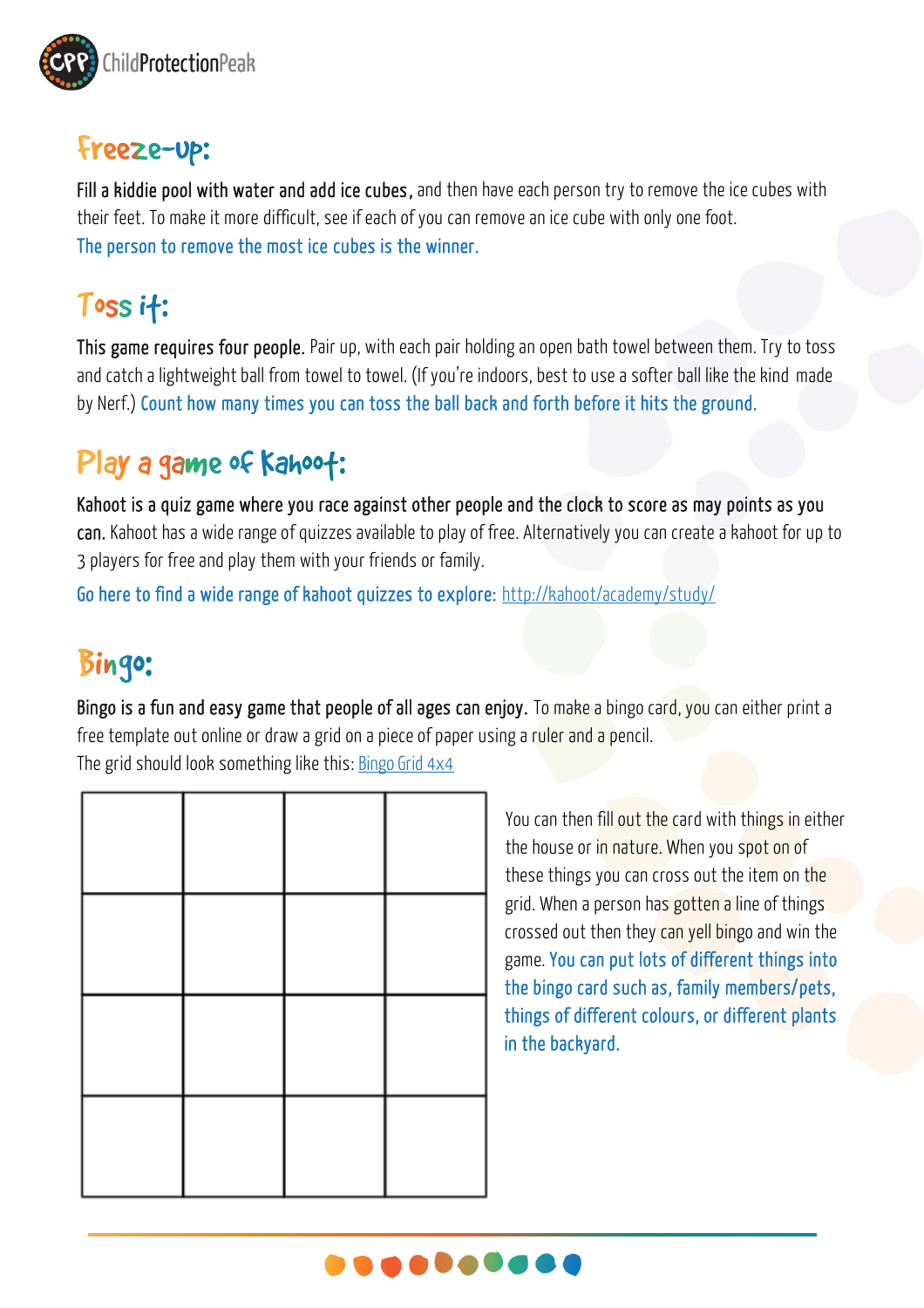## Freeze-up:

**Fill a kiddie pool with water and add ice cubes,** and then have each person try to remove the ice cubes with their feet. To make it more difficult, see if each of you can remove an ice cube with only one foot.
The person to remove the most ice cubes is the winner.

## Toss it:

**This game requires four people.** Pair up, with each pair holding an open bath towel between them. Try to toss and catch a lightweight ball from towel to towel. (If you're indoors, best to use a softer ball like the kind made by Nerf.) Count how many times you can toss the ball back and forth before it hits the ground.

## Play a game of Kahoot:

**Kahoot is a quiz game where you race against other people and the clock to score as may points as you can.** Kahoot has a wide range of quizzes available to play of free. Alternatively you can create a kahoot for up to 3 players for free and play them with your friends or family.

Go here to find a wide range of kahoot quizzes to explore: http://kahoot/academy/study/

## Bingo:

**Bingo is a fun and easy game that people of all ages can enjoy.** To make a bingo card, you can either print a free template out online or draw a grid on a piece of paper using a ruler and a pencil.
The grid should look something like this: Bingo Grid 4x4

| | | | |
|---|---|---|---|
| | | | |
| | | | |
| | | | |
| | | | |

You can then fill out the card with things in either the house or in nature. When you spot on of these things you can cross out the item on the grid. When a person has gotten a line of things crossed out then they can yell bingo and win the game. You can put lots of different things into the bingo card such as, family members/pets, things of different colours, or different plants in the backyard.